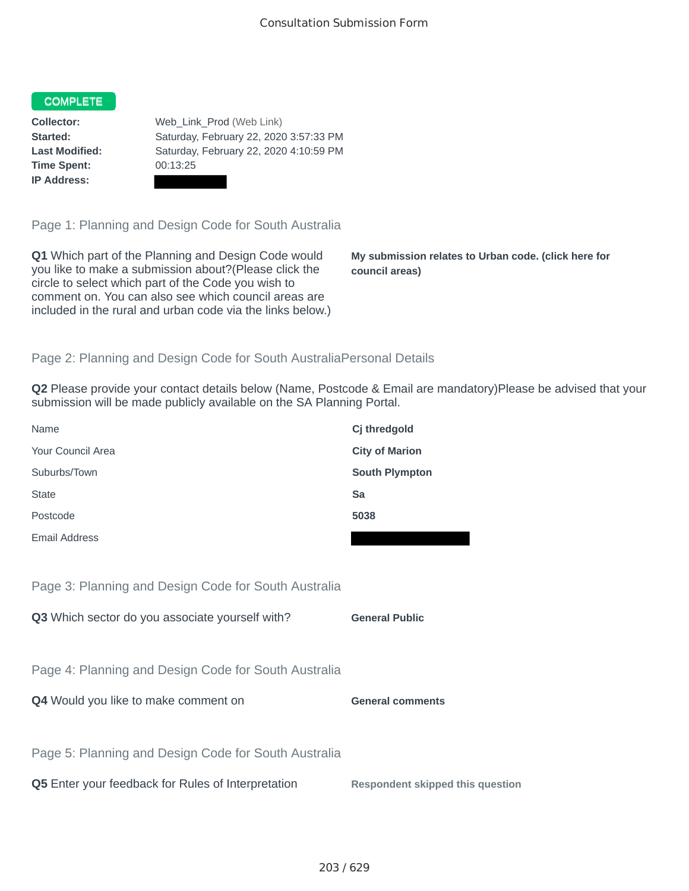# Consultation Submission Form

**COMPLETE**

| | |
|---|---|
| **Collector:** | Web_Link_Prod (Web Link) |
| **Started:** | Saturday, February 22, 2020 3:57:33 PM |
| **Last Modified:** | Saturday, February 22, 2020 4:10:59 PM |
| **Time Spent:** | 00:13:25 |
| **IP Address:** | |

## Page 1: Planning and Design Code for South Australia

**Q1** Which part of the Planning and Design Code would you like to make a submission about?(Please click the circle to select which part of the Code you wish to comment on. You can also see which council areas are included in the rural and urban code via the links below.)

**My submission relates to Urban code. (click here for council areas)**

## Page 2: Planning and Design Code for South AustraliaPersonal Details

**Q2** Please provide your contact details below (Name, Postcode & Email are mandatory)Please be advised that your submission will be made publicly available on the SA Planning Portal.

| | |
|---|---|
| Name | **Cj thredgold** |
| Your Council Area | **City of Marion** |
| Suburbs/Town | **South Plympton** |
| State | **Sa** |
| Postcode | **5038** |
| Email Address | |

## Page 3: Planning and Design Code for South Australia

**Q3** Which sector do you associate yourself with?

**General Public**

## Page 4: Planning and Design Code for South Australia

**Q4** Would you like to make comment on

**General comments**

## Page 5: Planning and Design Code for South Australia

**Q5** Enter your feedback for Rules of Interpretation

**Respondent skipped this question**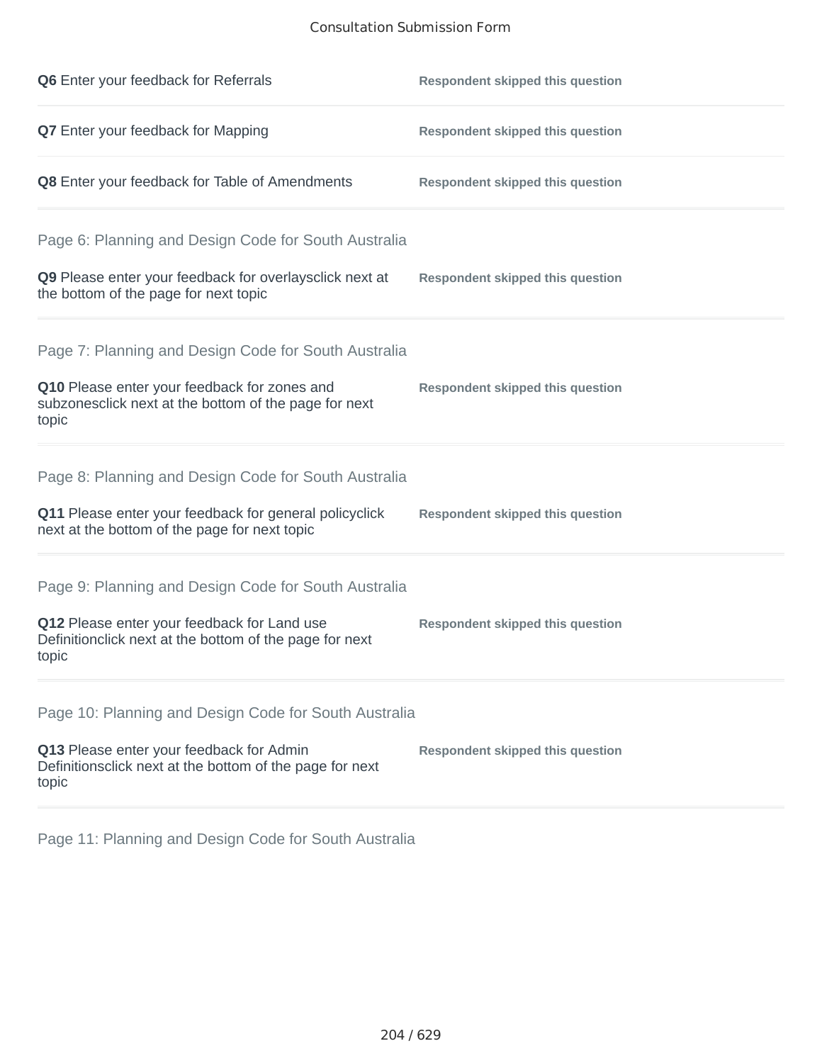**Q6** Enter your feedback for Referrals — **Respondent skipped this question**

**Q7** Enter your feedback for Mapping — **Respondent skipped this question**

**Q8** Enter your feedback for Table of Amendments — **Respondent skipped this question**

## Page 6: Planning and Design Code for South Australia

**Q9** Please enter your feedback for overlaysclick next at the bottom of the page for next topic — **Respondent skipped this question**

## Page 7: Planning and Design Code for South Australia

**Q10** Please enter your feedback for zones and subzonesclick next at the bottom of the page for next topic — **Respondent skipped this question**

## Page 8: Planning and Design Code for South Australia

**Q11** Please enter your feedback for general policyclick next at the bottom of the page for next topic — **Respondent skipped this question**

## Page 9: Planning and Design Code for South Australia

**Q12** Please enter your feedback for Land use Definitionclick next at the bottom of the page for next topic — **Respondent skipped this question**

## Page 10: Planning and Design Code for South Australia

**Q13** Please enter your feedback for Admin Definitionsclick next at the bottom of the page for next topic — **Respondent skipped this question**

## Page 11: Planning and Design Code for South Australia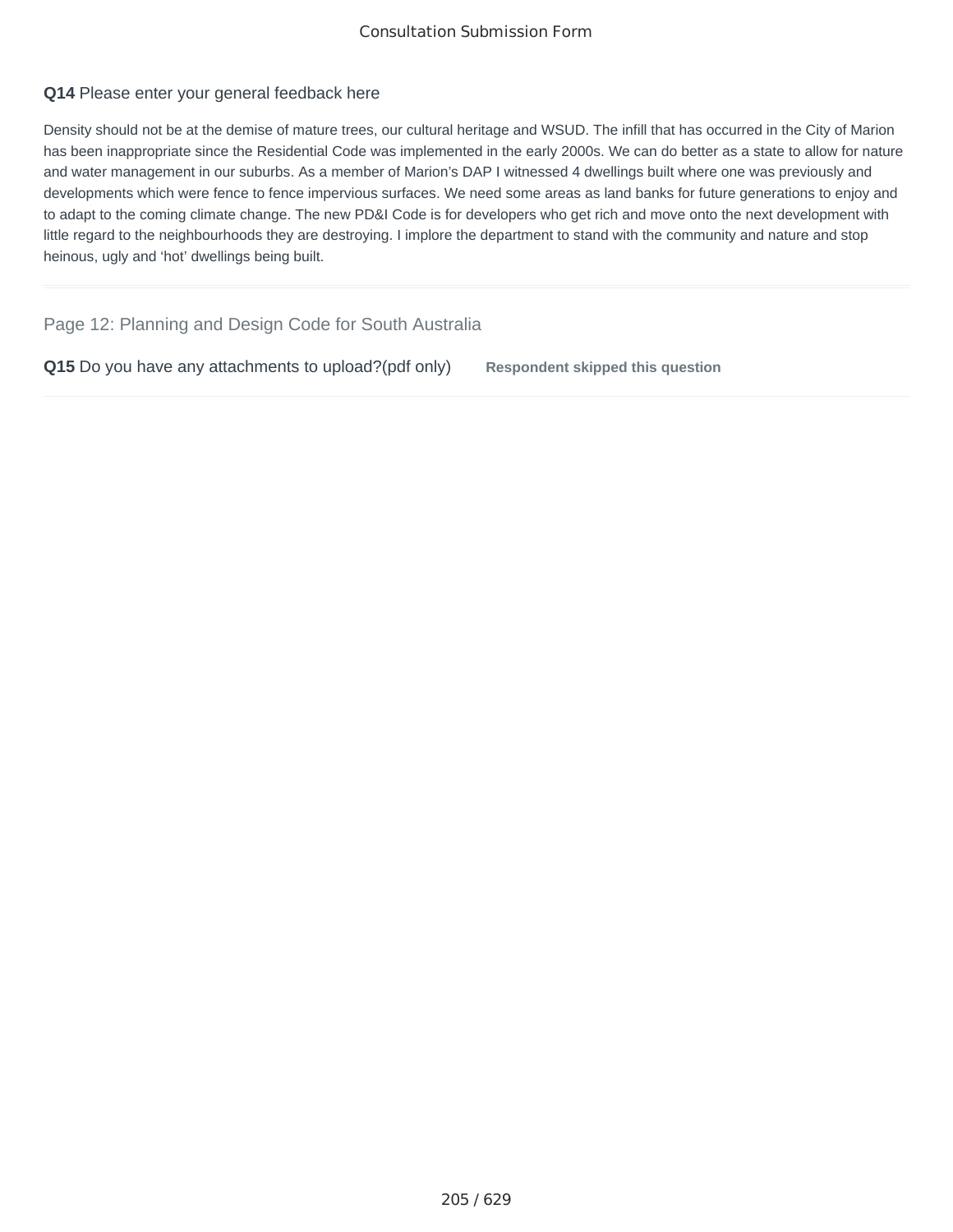**Q14** Please enter your general feedback here

Density should not be at the demise of mature trees, our cultural heritage and WSUD. The infill that has occurred in the City of Marion has been inappropriate since the Residential Code was implemented in the early 2000s. We can do better as a state to allow for nature and water management in our suburbs. As a member of Marion's DAP I witnessed 4 dwellings built where one was previously and developments which were fence to fence impervious surfaces. We need some areas as land banks for future generations to enjoy and to adapt to the coming climate change. The new PD&I Code is for developers who get rich and move onto the next development with little regard to the neighbourhoods they are destroying. I implore the department to stand with the community and nature and stop heinous, ugly and 'hot' dwellings being built.

## Page 12: Planning and Design Code for South Australia

**Q15** Do you have any attachments to upload?(pdf only) **Respondent skipped this question**